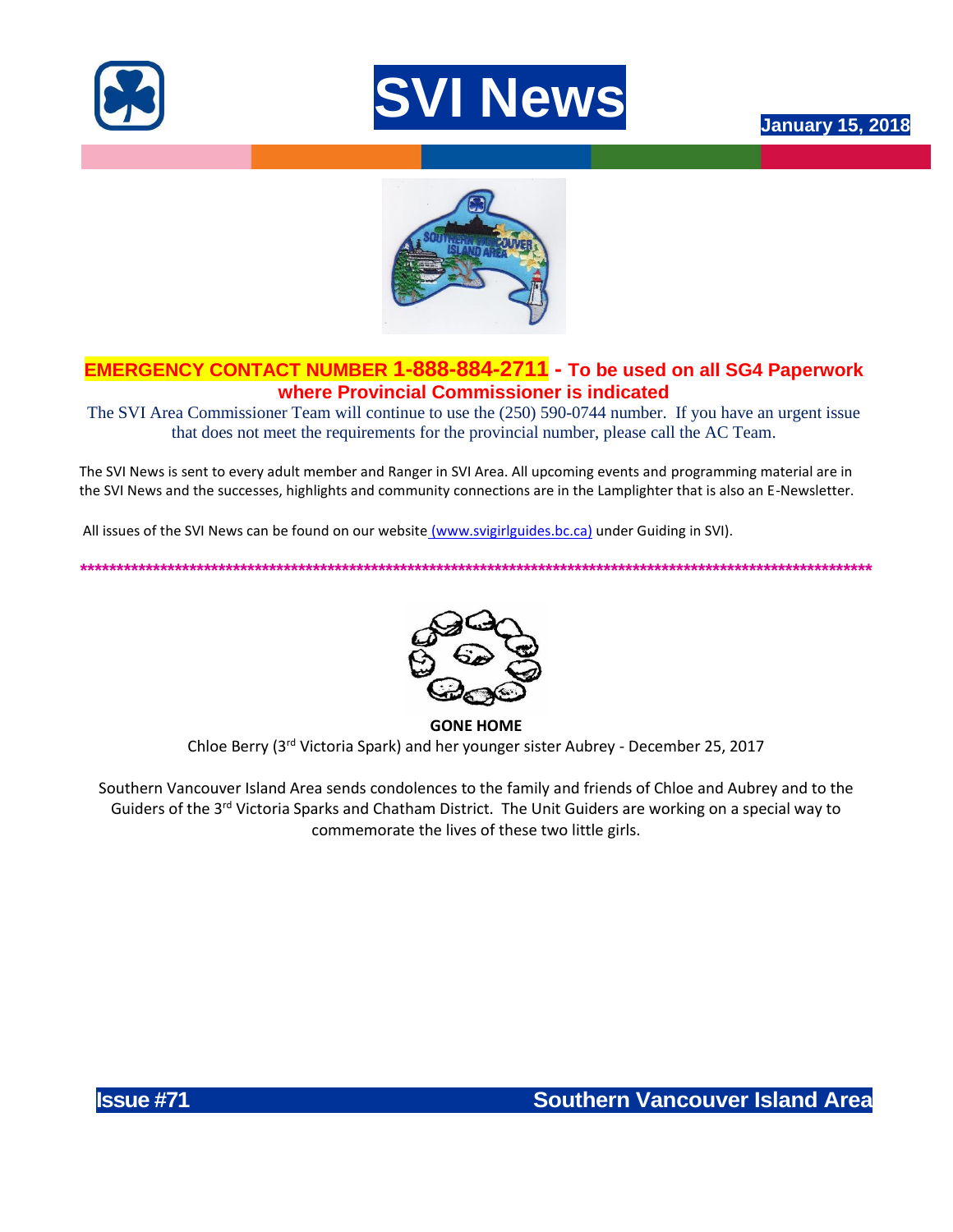# SVI News

**January 15, 2018**

**EMERGENCY CONTACT NUMBER 1-888-884-2711 - To be used on all SG4 Paperwork where Provincial Commissioner is indicated**

The SVI Area Commissioner Team will continue to use the (250) 590-0744 number. If you have an urgent issue that does not meet the requirements for the provincial number, please call the AC Team.

The SVI News is sent to every adult member and Ranger in SVI Area. All upcoming events and programming material are in the SVI News and the successes, highlights and community connections are in the Lamplighter that is also an E-Newsletter.

All issues of the SVI News can be found on our website (www.svigirlguides.bc.ca) under Guiding in SVI).

****************************************************************************************************************

**GONE HOME**

Chloe Berry (3rd Victoria Spark) and her younger sister Aubrey - December 25, 2017

Southern Vancouver Island Area sends condolences to the family and friends of Chloe and Aubrey and to the Guiders of the 3rd Victoria Sparks and Chatham District. The Unit Guiders are working on a special way to commemorate the lives of these two little girls.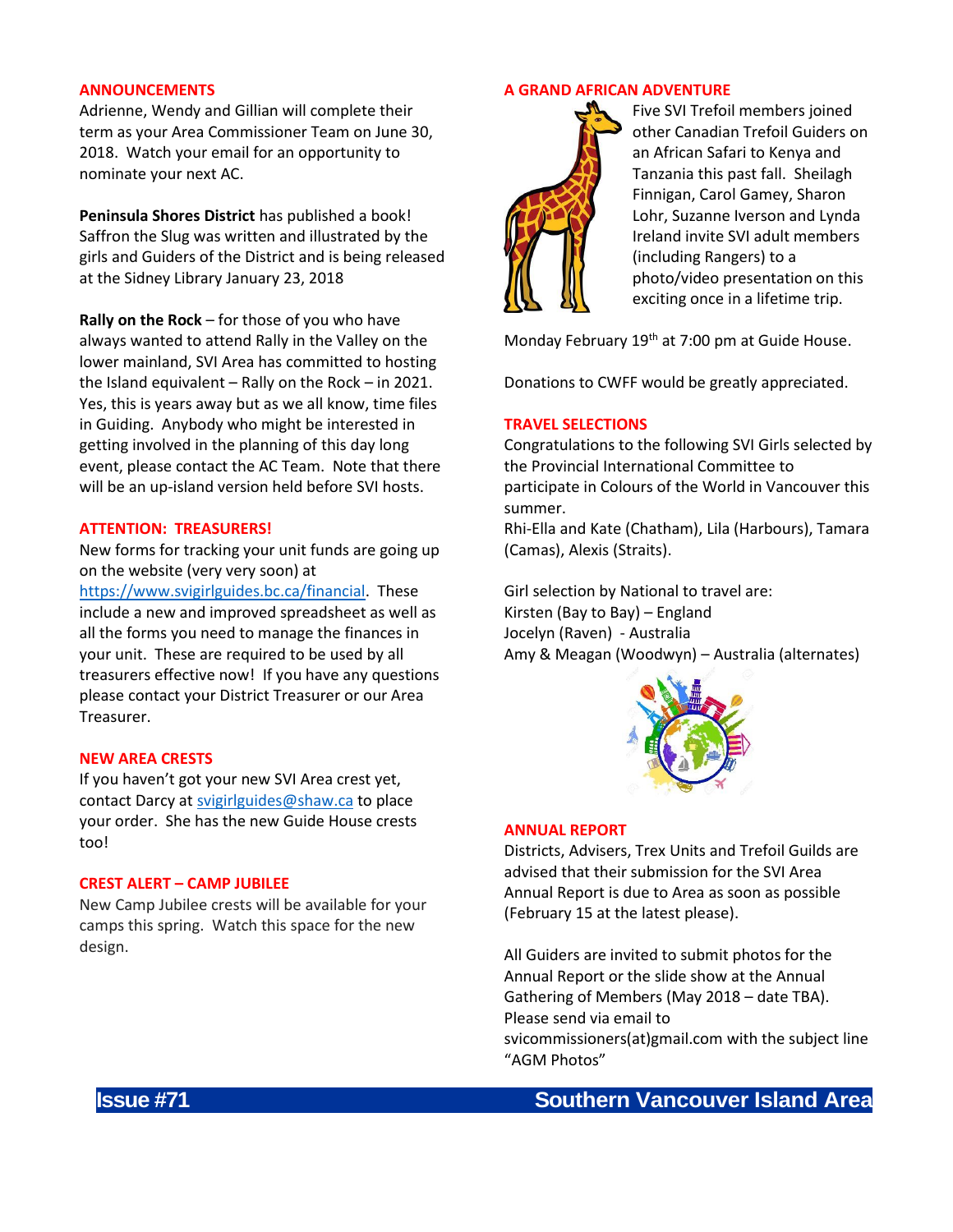## ANNOUNCEMENTS

Adrienne, Wendy and Gillian will complete their term as your Area Commissioner Team on June 30, 2018. Watch your email for an opportunity to nominate your next AC.

**Peninsula Shores District** has published a book! Saffron the Slug was written and illustrated by the girls and Guiders of the District and is being released at the Sidney Library January 23, 2018

**Rally on the Rock** – for those of you who have always wanted to attend Rally in the Valley on the lower mainland, SVI Area has committed to hosting the Island equivalent – Rally on the Rock – in 2021. Yes, this is years away but as we all know, time files in Guiding. Anybody who might be interested in getting involved in the planning of this day long event, please contact the AC Team. Note that there will be an up-island version held before SVI hosts.

## ATTENTION: TREASURERS!

New forms for tracking your unit funds are going up on the website (very very soon) at https://www.svigirlguides.bc.ca/financial. These include a new and improved spreadsheet as well as all the forms you need to manage the finances in your unit. These are required to be used by all treasurers effective now! If you have any questions please contact your District Treasurer or our Area Treasurer.

## NEW AREA CRESTS

If you haven't got your new SVI Area crest yet, contact Darcy at svigirlguides@shaw.ca to place your order. She has the new Guide House crests too!

## CREST ALERT – CAMP JUBILEE

New Camp Jubilee crests will be available for your camps this spring. Watch this space for the new design.

## A GRAND AFRICAN ADVENTURE

Five SVI Trefoil members joined other Canadian Trefoil Guiders on an African Safari to Kenya and Tanzania this past fall. Sheilagh Finnigan, Carol Gamey, Sharon Lohr, Suzanne Iverson and Lynda Ireland invite SVI adult members (including Rangers) to a photo/video presentation on this exciting once in a lifetime trip.

Monday February 19th at 7:00 pm at Guide House.

Donations to CWFF would be greatly appreciated.

## TRAVEL SELECTIONS

Congratulations to the following SVI Girls selected by the Provincial International Committee to participate in Colours of the World in Vancouver this summer.
Rhi-Ella and Kate (Chatham), Lila (Harbours), Tamara (Camas), Alexis (Straits).

Girl selection by National to travel are:
Kirsten (Bay to Bay) – England
Jocelyn (Raven) - Australia
Amy & Meagan (Woodwyn) – Australia (alternates)

## ANNUAL REPORT

Districts, Advisers, Trex Units and Trefoil Guilds are advised that their submission for the SVI Area Annual Report is due to Area as soon as possible (February 15 at the latest please).

All Guiders are invited to submit photos for the Annual Report or the slide show at the Annual Gathering of Members (May 2018 – date TBA). Please send via email to svicommissioners(at)gmail.com with the subject line "AGM Photos"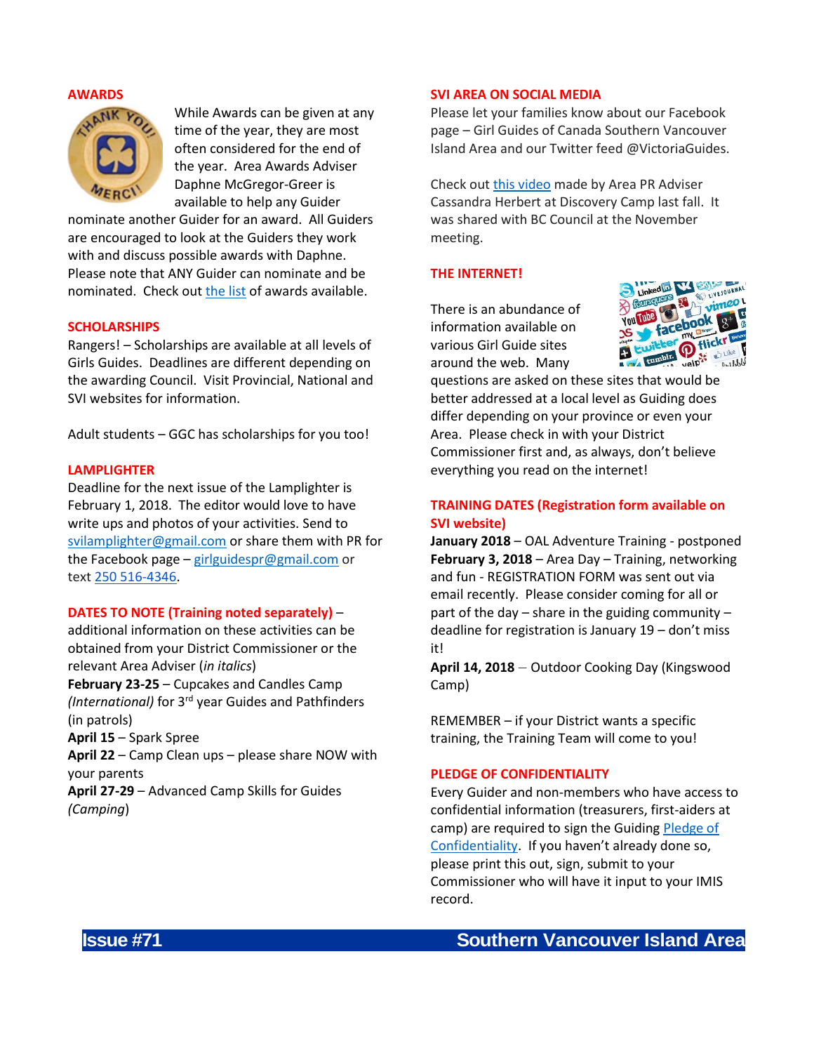## AWARDS

While Awards can be given at any time of the year, they are most often considered for the end of the year. Area Awards Adviser Daphne McGregor-Greer is available to help any Guider nominate another Guider for an award. All Guiders are encouraged to look at the Guiders they work with and discuss possible awards with Daphne. Please note that ANY Guider can nominate and be nominated. Check out the list of awards available.

## SCHOLARSHIPS

Rangers! – Scholarships are available at all levels of Girls Guides. Deadlines are different depending on the awarding Council. Visit Provincial, National and SVI websites for information.

Adult students – GGC has scholarships for you too!

## LAMPLIGHTER

Deadline for the next issue of the Lamplighter is February 1, 2018. The editor would love to have write ups and photos of your activities. Send to svilamplighter@gmail.com or share them with PR for the Facebook page – girlguidespr@gmail.com or text 250 516-4346.

## DATES TO NOTE (Training noted separately) –

additional information on these activities can be obtained from your District Commissioner or the relevant Area Adviser (*in italics*)

**February 23-25** – Cupcakes and Candles Camp *(International)* for 3rd year Guides and Pathfinders (in patrols)

**April 15** – Spark Spree

**April 22** – Camp Clean ups – please share NOW with your parents

**April 27-29** – Advanced Camp Skills for Guides *(Camping)*

## SVI AREA ON SOCIAL MEDIA

Please let your families know about our Facebook page – Girl Guides of Canada Southern Vancouver Island Area and our Twitter feed @VictoriaGuides.

Check out this video made by Area PR Adviser Cassandra Herbert at Discovery Camp last fall. It was shared with BC Council at the November meeting.

## THE INTERNET!

There is an abundance of information available on various Girl Guide sites around the web. Many questions are asked on these sites that would be better addressed at a local level as Guiding does differ depending on your province or even your Area. Please check in with your District Commissioner first and, as always, don't believe everything you read on the internet!

## TRAINING DATES (Registration form available on SVI website)

**January 2018** – OAL Adventure Training - postponed

**February 3, 2018** – Area Day – Training, networking and fun - REGISTRATION FORM was sent out via email recently. Please consider coming for all or part of the day – share in the guiding community – deadline for registration is January 19 – don't miss it!

**April 14, 2018** – Outdoor Cooking Day (Kingswood Camp)

REMEMBER – if your District wants a specific training, the Training Team will come to you!

## PLEDGE OF CONFIDENTIALITY

Every Guider and non-members who have access to confidential information (treasurers, first-aiders at camp) are required to sign the Guiding Pledge of Confidentiality. If you haven't already done so, please print this out, sign, submit to your Commissioner who will have it input to your IMIS record.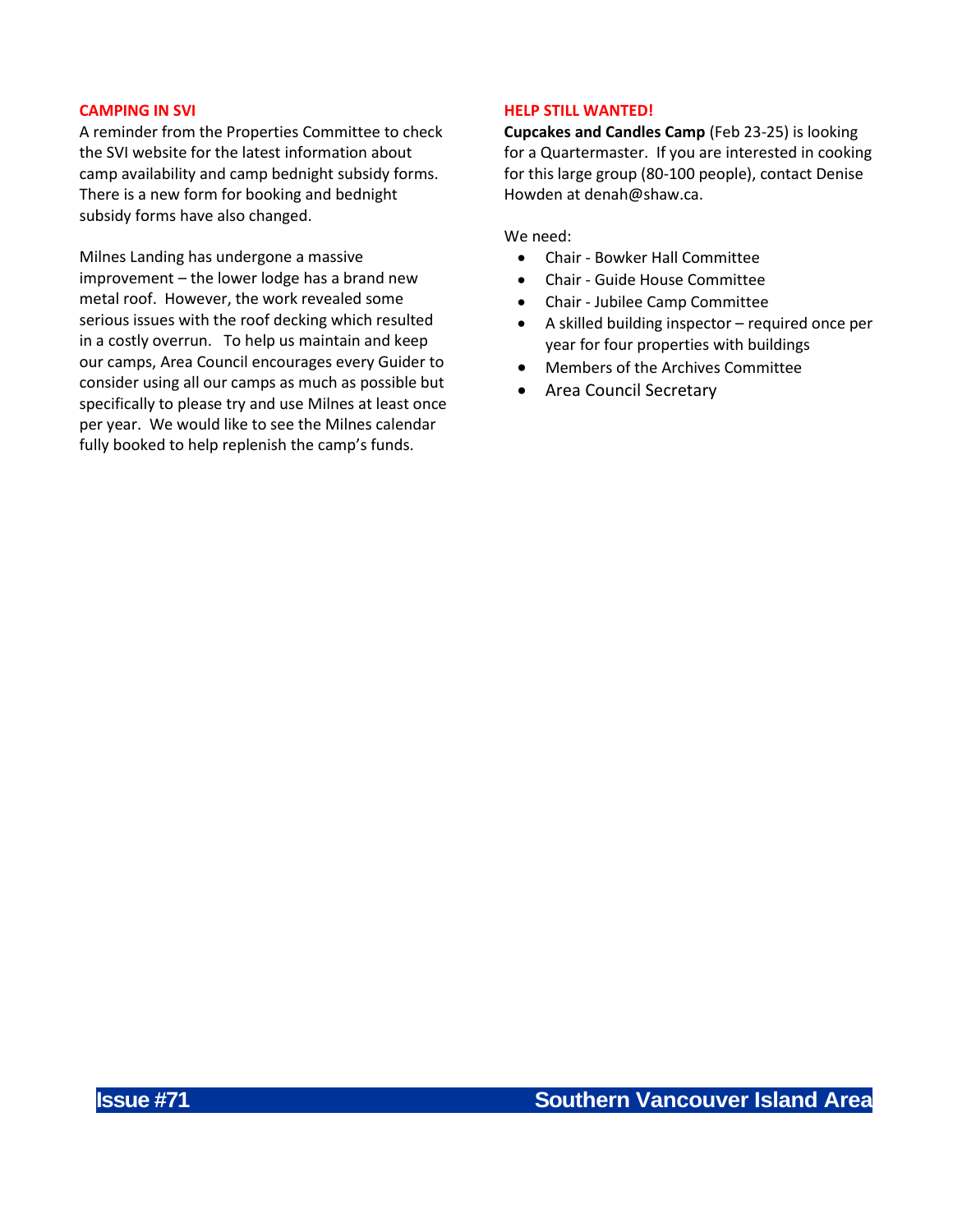## CAMPING IN SVI

A reminder from the Properties Committee to check the SVI website for the latest information about camp availability and camp bednight subsidy forms. There is a new form for booking and bednight subsidy forms have also changed.

Milnes Landing has undergone a massive improvement – the lower lodge has a brand new metal roof. However, the work revealed some serious issues with the roof decking which resulted in a costly overrun. To help us maintain and keep our camps, Area Council encourages every Guider to consider using all our camps as much as possible but specifically to please try and use Milnes at least once per year. We would like to see the Milnes calendar fully booked to help replenish the camp's funds.

## HELP STILL WANTED!

**Cupcakes and Candles Camp** (Feb 23-25) is looking for a Quartermaster. If you are interested in cooking for this large group (80-100 people), contact Denise Howden at denah@shaw.ca.

We need:

- Chair - Bowker Hall Committee
- Chair - Guide House Committee
- Chair - Jubilee Camp Committee
- A skilled building inspector – required once per year for four properties with buildings
- Members of the Archives Committee
- Area Council Secretary